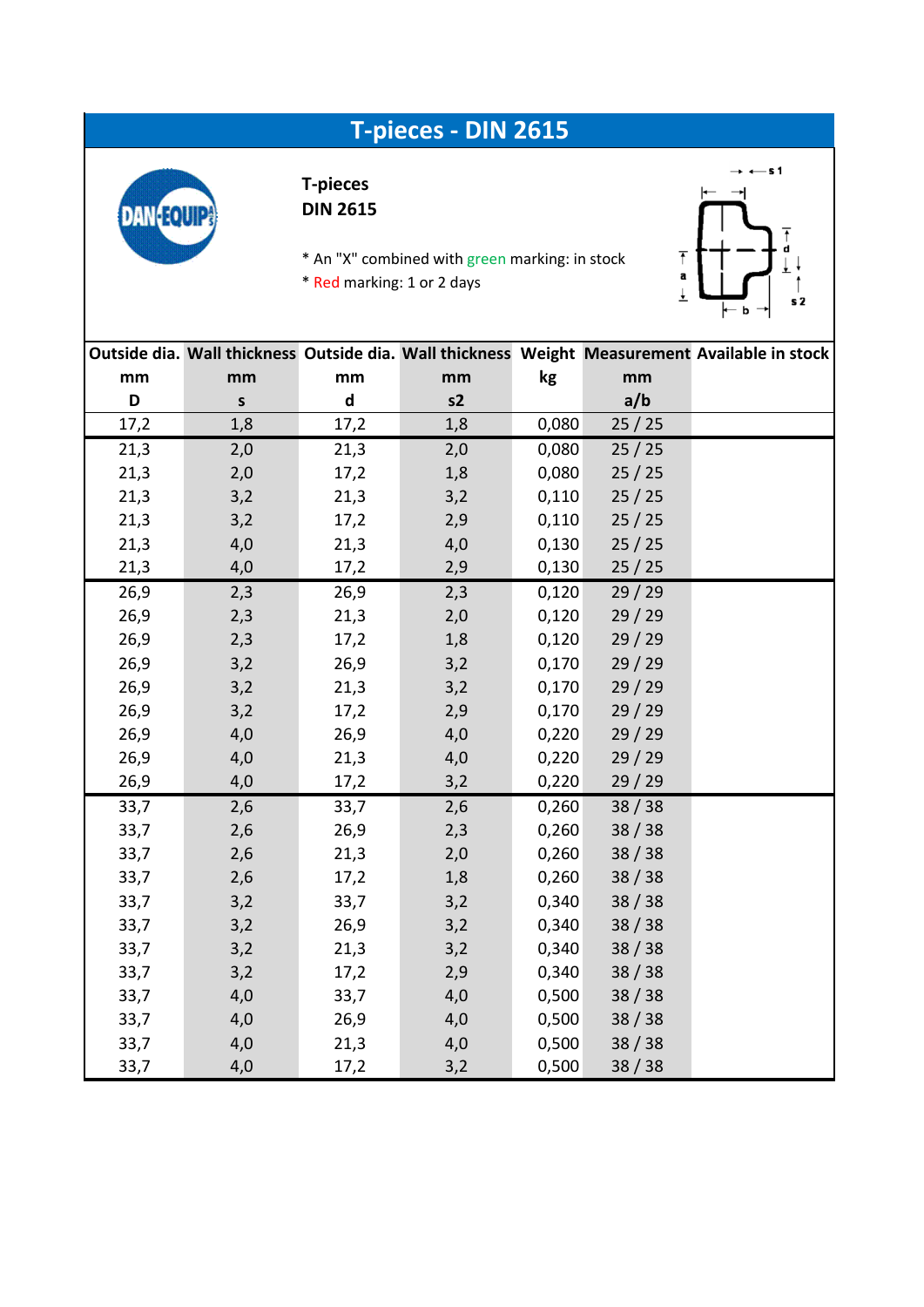# T-pieces - DIN 2615

**T-pieces**
**DIN 2615**

* An "X" combined with green marking: in stock
* Red marking: 1 or 2 days

| Outside dia. | Wall thickness | Outside dia. | Wall thickness | Weight | Measurement | Available in stock |
|---|---|---|---|---|---|---|
| mm | mm | mm | mm | kg | mm | |
| D | s | d | s2 | | a/b | |
| 17,2 | 1,8 | 17,2 | 1,8 | 0,080 | 25 / 25 | |
| 21,3 | 2,0 | 21,3 | 2,0 | 0,080 | 25 / 25 | |
| 21,3 | 2,0 | 17,2 | 1,8 | 0,080 | 25 / 25 | |
| 21,3 | 3,2 | 21,3 | 3,2 | 0,110 | 25 / 25 | |
| 21,3 | 3,2 | 17,2 | 2,9 | 0,110 | 25 / 25 | |
| 21,3 | 4,0 | 21,3 | 4,0 | 0,130 | 25 / 25 | |
| 21,3 | 4,0 | 17,2 | 2,9 | 0,130 | 25 / 25 | |
| 26,9 | 2,3 | 26,9 | 2,3 | 0,120 | 29 / 29 | |
| 26,9 | 2,3 | 21,3 | 2,0 | 0,120 | 29 / 29 | |
| 26,9 | 2,3 | 17,2 | 1,8 | 0,120 | 29 / 29 | |
| 26,9 | 3,2 | 26,9 | 3,2 | 0,170 | 29 / 29 | |
| 26,9 | 3,2 | 21,3 | 3,2 | 0,170 | 29 / 29 | |
| 26,9 | 3,2 | 17,2 | 2,9 | 0,170 | 29 / 29 | |
| 26,9 | 4,0 | 26,9 | 4,0 | 0,220 | 29 / 29 | |
| 26,9 | 4,0 | 21,3 | 4,0 | 0,220 | 29 / 29 | |
| 26,9 | 4,0 | 17,2 | 3,2 | 0,220 | 29 / 29 | |
| 33,7 | 2,6 | 33,7 | 2,6 | 0,260 | 38 / 38 | |
| 33,7 | 2,6 | 26,9 | 2,3 | 0,260 | 38 / 38 | |
| 33,7 | 2,6 | 21,3 | 2,0 | 0,260 | 38 / 38 | |
| 33,7 | 2,6 | 17,2 | 1,8 | 0,260 | 38 / 38 | |
| 33,7 | 3,2 | 33,7 | 3,2 | 0,340 | 38 / 38 | |
| 33,7 | 3,2 | 26,9 | 3,2 | 0,340 | 38 / 38 | |
| 33,7 | 3,2 | 21,3 | 3,2 | 0,340 | 38 / 38 | |
| 33,7 | 3,2 | 17,2 | 2,9 | 0,340 | 38 / 38 | |
| 33,7 | 4,0 | 33,7 | 4,0 | 0,500 | 38 / 38 | |
| 33,7 | 4,0 | 26,9 | 4,0 | 0,500 | 38 / 38 | |
| 33,7 | 4,0 | 21,3 | 4,0 | 0,500 | 38 / 38 | |
| 33,7 | 4,0 | 17,2 | 3,2 | 0,500 | 38 / 38 | |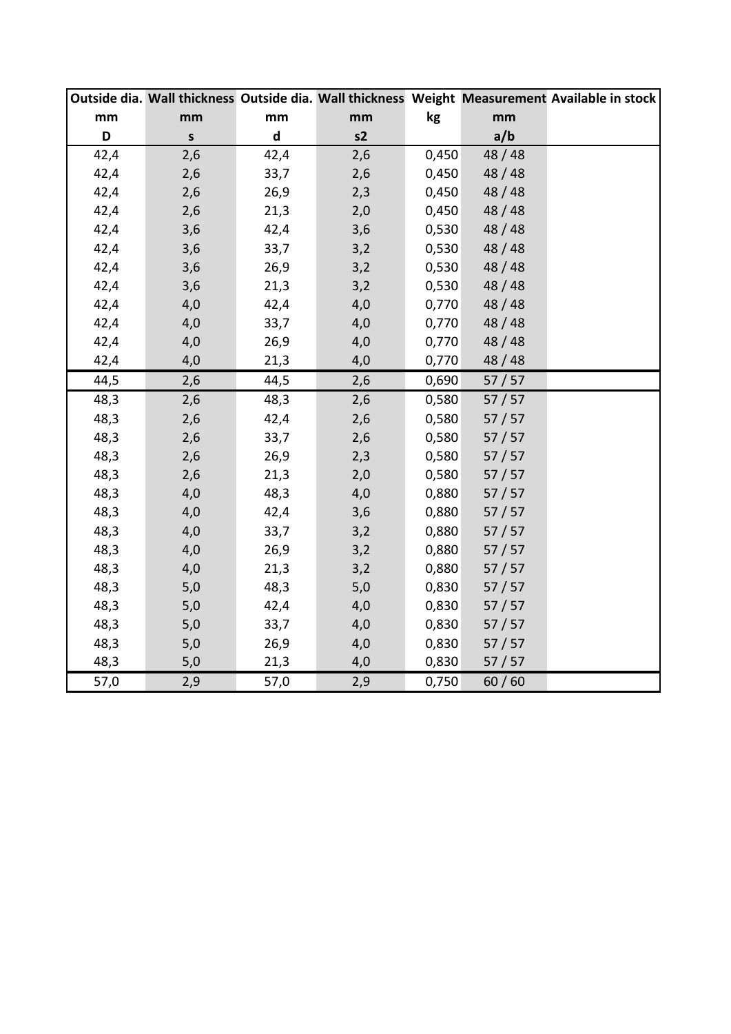| Outside dia. | Wall thickness | Outside dia. | Wall thickness | Weight | Measurement | Available in stock |
|---|---|---|---|---|---|---|
| mm | mm | mm | mm | kg | mm | |
| D | s | d | s2 | | a/b | |
| 42,4 | 2,6 | 42,4 | 2,6 | 0,450 | 48 / 48 | |
| 42,4 | 2,6 | 33,7 | 2,6 | 0,450 | 48 / 48 | |
| 42,4 | 2,6 | 26,9 | 2,3 | 0,450 | 48 / 48 | |
| 42,4 | 2,6 | 21,3 | 2,0 | 0,450 | 48 / 48 | |
| 42,4 | 3,6 | 42,4 | 3,6 | 0,530 | 48 / 48 | |
| 42,4 | 3,6 | 33,7 | 3,2 | 0,530 | 48 / 48 | |
| 42,4 | 3,6 | 26,9 | 3,2 | 0,530 | 48 / 48 | |
| 42,4 | 3,6 | 21,3 | 3,2 | 0,530 | 48 / 48 | |
| 42,4 | 4,0 | 42,4 | 4,0 | 0,770 | 48 / 48 | |
| 42,4 | 4,0 | 33,7 | 4,0 | 0,770 | 48 / 48 | |
| 42,4 | 4,0 | 26,9 | 4,0 | 0,770 | 48 / 48 | |
| 42,4 | 4,0 | 21,3 | 4,0 | 0,770 | 48 / 48 | |
| 44,5 | 2,6 | 44,5 | 2,6 | 0,690 | 57 / 57 | |
| 48,3 | 2,6 | 48,3 | 2,6 | 0,580 | 57 / 57 | |
| 48,3 | 2,6 | 42,4 | 2,6 | 0,580 | 57 / 57 | |
| 48,3 | 2,6 | 33,7 | 2,6 | 0,580 | 57 / 57 | |
| 48,3 | 2,6 | 26,9 | 2,3 | 0,580 | 57 / 57 | |
| 48,3 | 2,6 | 21,3 | 2,0 | 0,580 | 57 / 57 | |
| 48,3 | 4,0 | 48,3 | 4,0 | 0,880 | 57 / 57 | |
| 48,3 | 4,0 | 42,4 | 3,6 | 0,880 | 57 / 57 | |
| 48,3 | 4,0 | 33,7 | 3,2 | 0,880 | 57 / 57 | |
| 48,3 | 4,0 | 26,9 | 3,2 | 0,880 | 57 / 57 | |
| 48,3 | 4,0 | 21,3 | 3,2 | 0,880 | 57 / 57 | |
| 48,3 | 5,0 | 48,3 | 5,0 | 0,830 | 57 / 57 | |
| 48,3 | 5,0 | 42,4 | 4,0 | 0,830 | 57 / 57 | |
| 48,3 | 5,0 | 33,7 | 4,0 | 0,830 | 57 / 57 | |
| 48,3 | 5,0 | 26,9 | 4,0 | 0,830 | 57 / 57 | |
| 48,3 | 5,0 | 21,3 | 4,0 | 0,830 | 57 / 57 | |
| 57,0 | 2,9 | 57,0 | 2,9 | 0,750 | 60 / 60 | |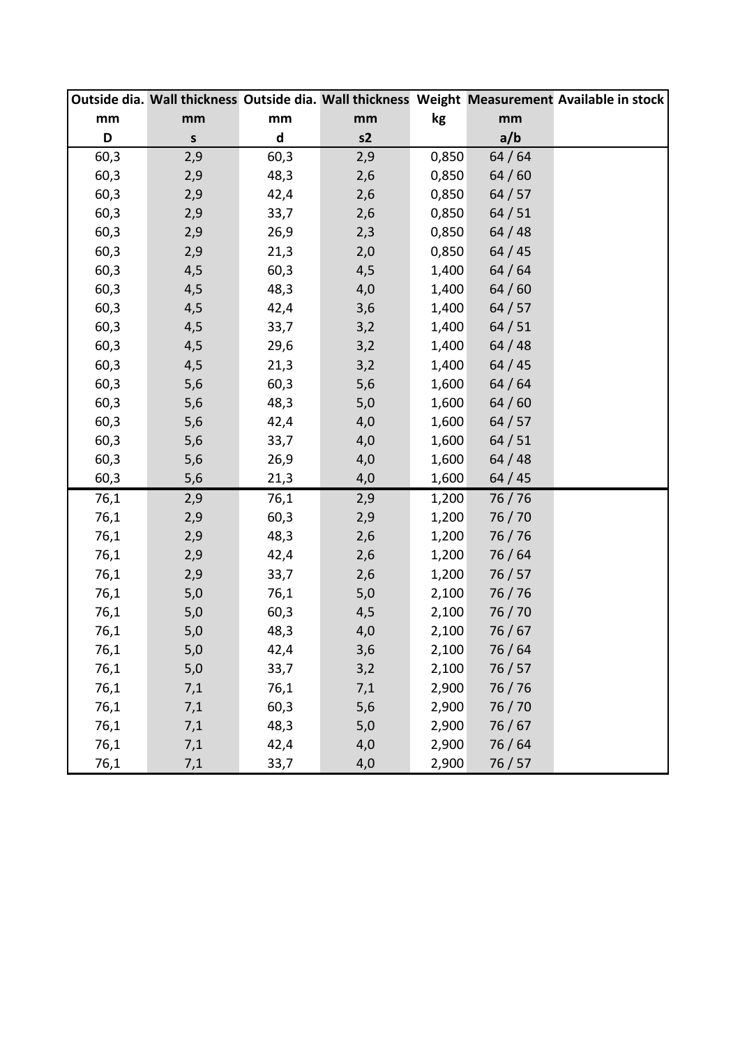| Outside dia. | Wall thickness | Outside dia. | Wall thickness | Weight | Measurement | Available in stock |
|---|---|---|---|---|---|---|
| mm | mm | mm | mm | kg | mm | |
| D | s | d | s2 | | a/b | |
| 60,3 | 2,9 | 60,3 | 2,9 | 0,850 | 64 / 64 | |
| 60,3 | 2,9 | 48,3 | 2,6 | 0,850 | 64 / 60 | |
| 60,3 | 2,9 | 42,4 | 2,6 | 0,850 | 64 / 57 | |
| 60,3 | 2,9 | 33,7 | 2,6 | 0,850 | 64 / 51 | |
| 60,3 | 2,9 | 26,9 | 2,3 | 0,850 | 64 / 48 | |
| 60,3 | 2,9 | 21,3 | 2,0 | 0,850 | 64 / 45 | |
| 60,3 | 4,5 | 60,3 | 4,5 | 1,400 | 64 / 64 | |
| 60,3 | 4,5 | 48,3 | 4,0 | 1,400 | 64 / 60 | |
| 60,3 | 4,5 | 42,4 | 3,6 | 1,400 | 64 / 57 | |
| 60,3 | 4,5 | 33,7 | 3,2 | 1,400 | 64 / 51 | |
| 60,3 | 4,5 | 29,6 | 3,2 | 1,400 | 64 / 48 | |
| 60,3 | 4,5 | 21,3 | 3,2 | 1,400 | 64 / 45 | |
| 60,3 | 5,6 | 60,3 | 5,6 | 1,600 | 64 / 64 | |
| 60,3 | 5,6 | 48,3 | 5,0 | 1,600 | 64 / 60 | |
| 60,3 | 5,6 | 42,4 | 4,0 | 1,600 | 64 / 57 | |
| 60,3 | 5,6 | 33,7 | 4,0 | 1,600 | 64 / 51 | |
| 60,3 | 5,6 | 26,9 | 4,0 | 1,600 | 64 / 48 | |
| 60,3 | 5,6 | 21,3 | 4,0 | 1,600 | 64 / 45 | |
| 76,1 | 2,9 | 76,1 | 2,9 | 1,200 | 76 / 76 | |
| 76,1 | 2,9 | 60,3 | 2,9 | 1,200 | 76 / 70 | |
| 76,1 | 2,9 | 48,3 | 2,6 | 1,200 | 76 / 76 | |
| 76,1 | 2,9 | 42,4 | 2,6 | 1,200 | 76 / 64 | |
| 76,1 | 2,9 | 33,7 | 2,6 | 1,200 | 76 / 57 | |
| 76,1 | 5,0 | 76,1 | 5,0 | 2,100 | 76 / 76 | |
| 76,1 | 5,0 | 60,3 | 4,5 | 2,100 | 76 / 70 | |
| 76,1 | 5,0 | 48,3 | 4,0 | 2,100 | 76 / 67 | |
| 76,1 | 5,0 | 42,4 | 3,6 | 2,100 | 76 / 64 | |
| 76,1 | 5,0 | 33,7 | 3,2 | 2,100 | 76 / 57 | |
| 76,1 | 7,1 | 76,1 | 7,1 | 2,900 | 76 / 76 | |
| 76,1 | 7,1 | 60,3 | 5,6 | 2,900 | 76 / 70 | |
| 76,1 | 7,1 | 48,3 | 5,0 | 2,900 | 76 / 67 | |
| 76,1 | 7,1 | 42,4 | 4,0 | 2,900 | 76 / 64 | |
| 76,1 | 7,1 | 33,7 | 4,0 | 2,900 | 76 / 57 | |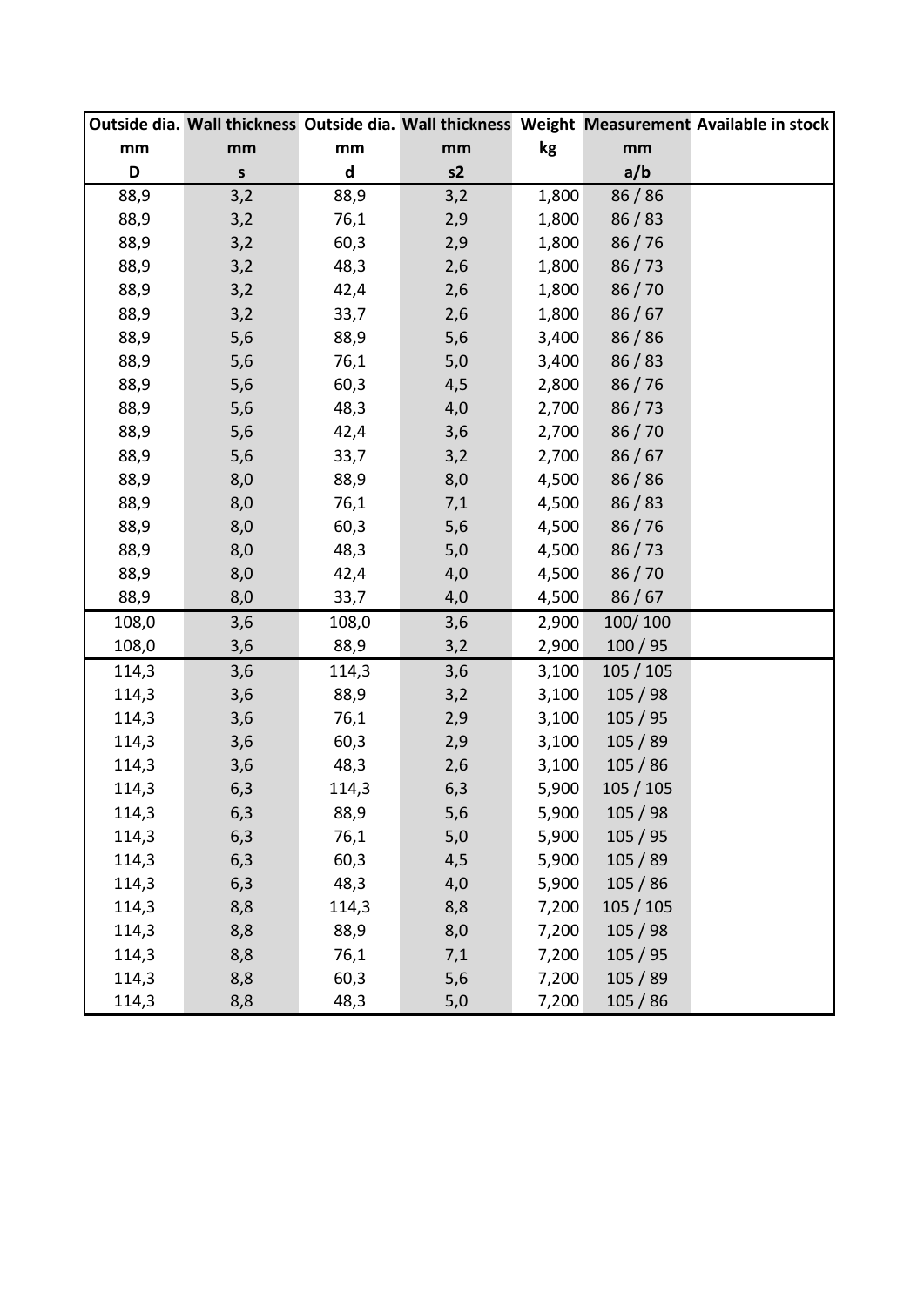| Outside dia. | Wall thickness | Outside dia. | Wall thickness | Weight | Measurement | Available in stock |
|---|---|---|---|---|---|---|
| mm | mm | mm | mm | kg | mm | |
| D | s | d | s2 | | a/b | |
| 88,9 | 3,2 | 88,9 | 3,2 | 1,800 | 86 / 86 | |
| 88,9 | 3,2 | 76,1 | 2,9 | 1,800 | 86 / 83 | |
| 88,9 | 3,2 | 60,3 | 2,9 | 1,800 | 86 / 76 | |
| 88,9 | 3,2 | 48,3 | 2,6 | 1,800 | 86 / 73 | |
| 88,9 | 3,2 | 42,4 | 2,6 | 1,800 | 86 / 70 | |
| 88,9 | 3,2 | 33,7 | 2,6 | 1,800 | 86 / 67 | |
| 88,9 | 5,6 | 88,9 | 5,6 | 3,400 | 86 / 86 | |
| 88,9 | 5,6 | 76,1 | 5,0 | 3,400 | 86 / 83 | |
| 88,9 | 5,6 | 60,3 | 4,5 | 2,800 | 86 / 76 | |
| 88,9 | 5,6 | 48,3 | 4,0 | 2,700 | 86 / 73 | |
| 88,9 | 5,6 | 42,4 | 3,6 | 2,700 | 86 / 70 | |
| 88,9 | 5,6 | 33,7 | 3,2 | 2,700 | 86 / 67 | |
| 88,9 | 8,0 | 88,9 | 8,0 | 4,500 | 86 / 86 | |
| 88,9 | 8,0 | 76,1 | 7,1 | 4,500 | 86 / 83 | |
| 88,9 | 8,0 | 60,3 | 5,6 | 4,500 | 86 / 76 | |
| 88,9 | 8,0 | 48,3 | 5,0 | 4,500 | 86 / 73 | |
| 88,9 | 8,0 | 42,4 | 4,0 | 4,500 | 86 / 70 | |
| 88,9 | 8,0 | 33,7 | 4,0 | 4,500 | 86 / 67 | |
| 108,0 | 3,6 | 108,0 | 3,6 | 2,900 | 100/ 100 | |
| 108,0 | 3,6 | 88,9 | 3,2 | 2,900 | 100 / 95 | |
| 114,3 | 3,6 | 114,3 | 3,6 | 3,100 | 105 / 105 | |
| 114,3 | 3,6 | 88,9 | 3,2 | 3,100 | 105 / 98 | |
| 114,3 | 3,6 | 76,1 | 2,9 | 3,100 | 105 / 95 | |
| 114,3 | 3,6 | 60,3 | 2,9 | 3,100 | 105 / 89 | |
| 114,3 | 3,6 | 48,3 | 2,6 | 3,100 | 105 / 86 | |
| 114,3 | 6,3 | 114,3 | 6,3 | 5,900 | 105 / 105 | |
| 114,3 | 6,3 | 88,9 | 5,6 | 5,900 | 105 / 98 | |
| 114,3 | 6,3 | 76,1 | 5,0 | 5,900 | 105 / 95 | |
| 114,3 | 6,3 | 60,3 | 4,5 | 5,900 | 105 / 89 | |
| 114,3 | 6,3 | 48,3 | 4,0 | 5,900 | 105 / 86 | |
| 114,3 | 8,8 | 114,3 | 8,8 | 7,200 | 105 / 105 | |
| 114,3 | 8,8 | 88,9 | 8,0 | 7,200 | 105 / 98 | |
| 114,3 | 8,8 | 76,1 | 7,1 | 7,200 | 105 / 95 | |
| 114,3 | 8,8 | 60,3 | 5,6 | 7,200 | 105 / 89 | |
| 114,3 | 8,8 | 48,3 | 5,0 | 7,200 | 105 / 86 | |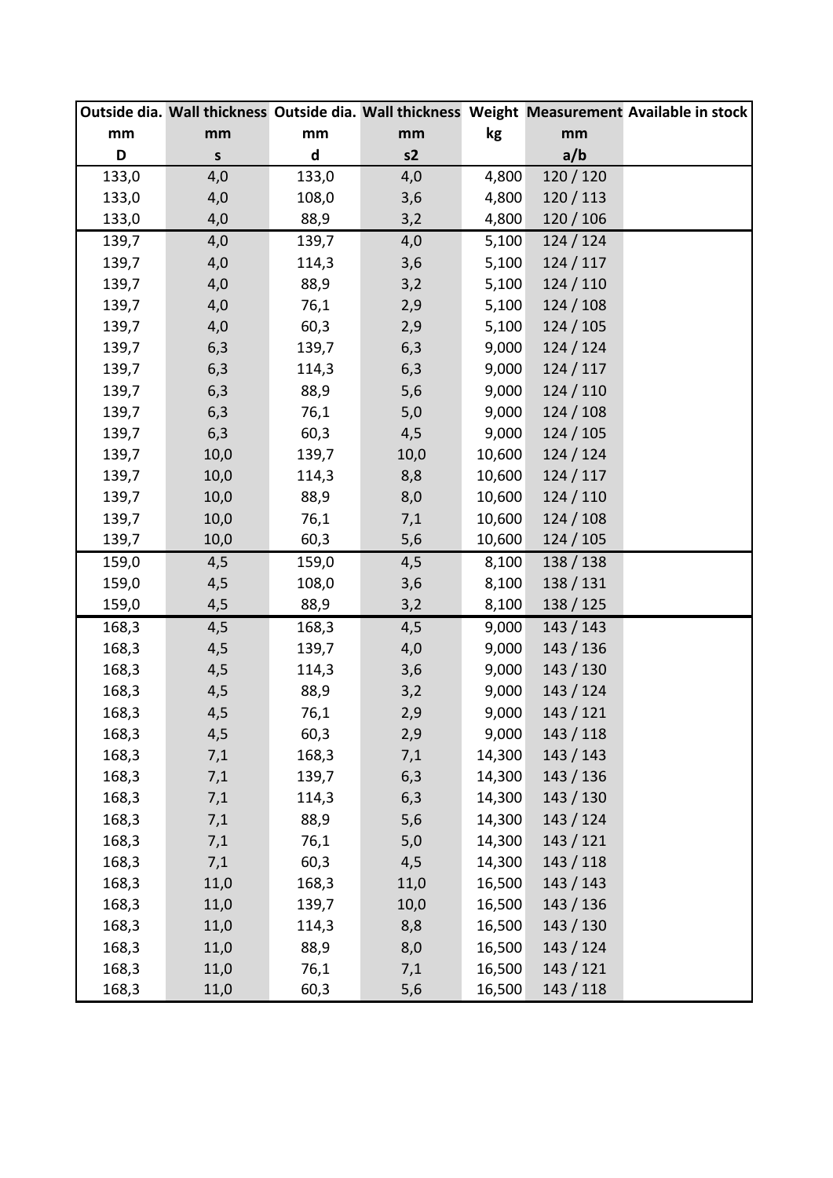| Outside dia. | Wall thickness | Outside dia. | Wall thickness | Weight | Measurement | Available in stock |
|---|---|---|---|---|---|---|
| mm | mm | mm | mm | kg | mm | |
| D | s | d | s2 | | a/b | |
| 133,0 | 4,0 | 133,0 | 4,0 | 4,800 | 120 / 120 | |
| 133,0 | 4,0 | 108,0 | 3,6 | 4,800 | 120 / 113 | |
| 133,0 | 4,0 | 88,9 | 3,2 | 4,800 | 120 / 106 | |
| 139,7 | 4,0 | 139,7 | 4,0 | 5,100 | 124 / 124 | |
| 139,7 | 4,0 | 114,3 | 3,6 | 5,100 | 124 / 117 | |
| 139,7 | 4,0 | 88,9 | 3,2 | 5,100 | 124 / 110 | |
| 139,7 | 4,0 | 76,1 | 2,9 | 5,100 | 124 / 108 | |
| 139,7 | 4,0 | 60,3 | 2,9 | 5,100 | 124 / 105 | |
| 139,7 | 6,3 | 139,7 | 6,3 | 9,000 | 124 / 124 | |
| 139,7 | 6,3 | 114,3 | 6,3 | 9,000 | 124 / 117 | |
| 139,7 | 6,3 | 88,9 | 5,6 | 9,000 | 124 / 110 | |
| 139,7 | 6,3 | 76,1 | 5,0 | 9,000 | 124 / 108 | |
| 139,7 | 6,3 | 60,3 | 4,5 | 9,000 | 124 / 105 | |
| 139,7 | 10,0 | 139,7 | 10,0 | 10,600 | 124 / 124 | |
| 139,7 | 10,0 | 114,3 | 8,8 | 10,600 | 124 / 117 | |
| 139,7 | 10,0 | 88,9 | 8,0 | 10,600 | 124 / 110 | |
| 139,7 | 10,0 | 76,1 | 7,1 | 10,600 | 124 / 108 | |
| 139,7 | 10,0 | 60,3 | 5,6 | 10,600 | 124 / 105 | |
| 159,0 | 4,5 | 159,0 | 4,5 | 8,100 | 138 / 138 | |
| 159,0 | 4,5 | 108,0 | 3,6 | 8,100 | 138 / 131 | |
| 159,0 | 4,5 | 88,9 | 3,2 | 8,100 | 138 / 125 | |
| 168,3 | 4,5 | 168,3 | 4,5 | 9,000 | 143 / 143 | |
| 168,3 | 4,5 | 139,7 | 4,0 | 9,000 | 143 / 136 | |
| 168,3 | 4,5 | 114,3 | 3,6 | 9,000 | 143 / 130 | |
| 168,3 | 4,5 | 88,9 | 3,2 | 9,000 | 143 / 124 | |
| 168,3 | 4,5 | 76,1 | 2,9 | 9,000 | 143 / 121 | |
| 168,3 | 4,5 | 60,3 | 2,9 | 9,000 | 143 / 118 | |
| 168,3 | 7,1 | 168,3 | 7,1 | 14,300 | 143 / 143 | |
| 168,3 | 7,1 | 139,7 | 6,3 | 14,300 | 143 / 136 | |
| 168,3 | 7,1 | 114,3 | 6,3 | 14,300 | 143 / 130 | |
| 168,3 | 7,1 | 88,9 | 5,6 | 14,300 | 143 / 124 | |
| 168,3 | 7,1 | 76,1 | 5,0 | 14,300 | 143 / 121 | |
| 168,3 | 7,1 | 60,3 | 4,5 | 14,300 | 143 / 118 | |
| 168,3 | 11,0 | 168,3 | 11,0 | 16,500 | 143 / 143 | |
| 168,3 | 11,0 | 139,7 | 10,0 | 16,500 | 143 / 136 | |
| 168,3 | 11,0 | 114,3 | 8,8 | 16,500 | 143 / 130 | |
| 168,3 | 11,0 | 88,9 | 8,0 | 16,500 | 143 / 124 | |
| 168,3 | 11,0 | 76,1 | 7,1 | 16,500 | 143 / 121 | |
| 168,3 | 11,0 | 60,3 | 5,6 | 16,500 | 143 / 118 | |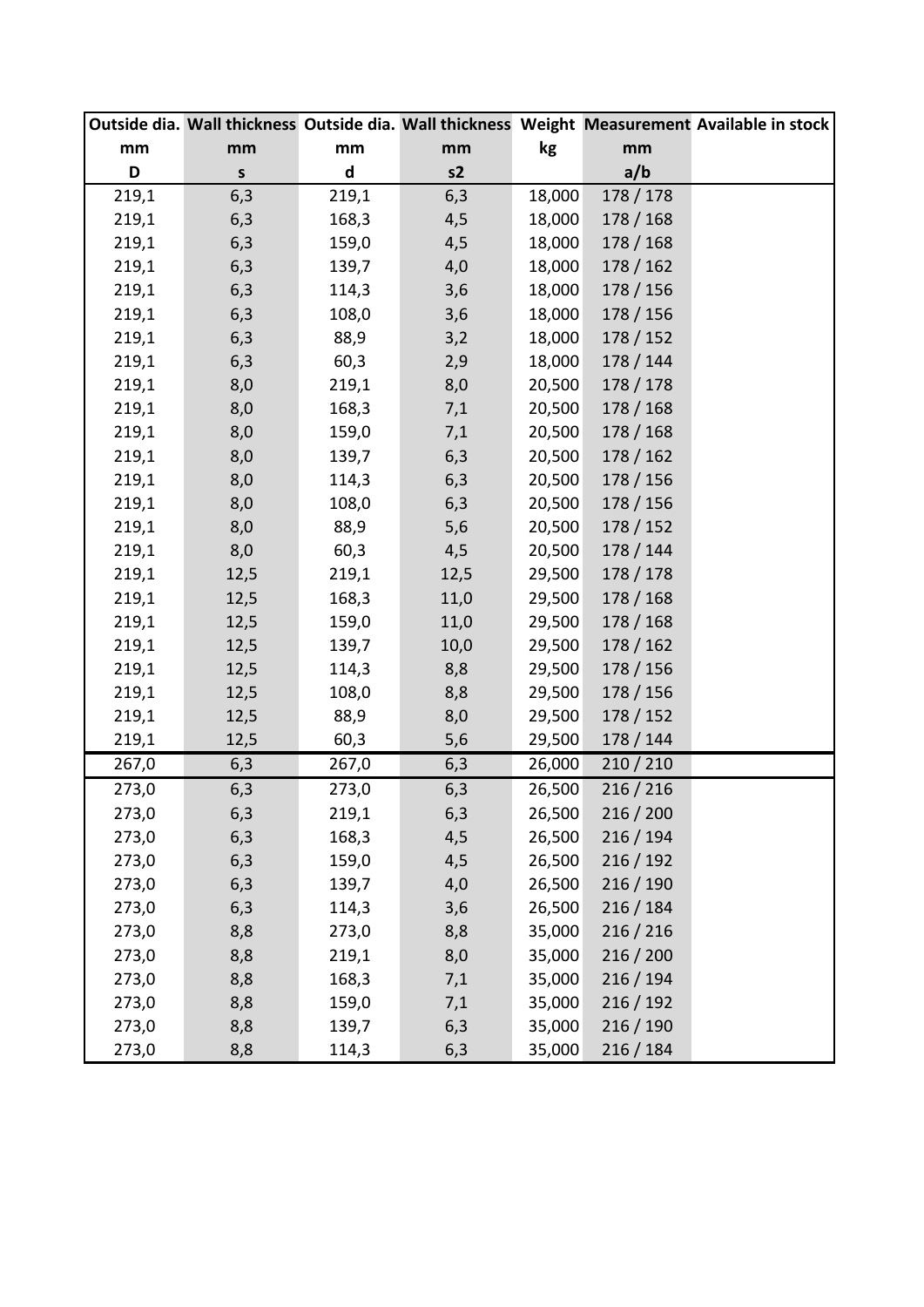| Outside dia. | Wall thickness | Outside dia. | Wall thickness | Weight | Measurement | Available in stock |
|---|---|---|---|---|---|---|
| mm | mm | mm | mm | kg | mm | |
| D | s | d | s2 | | a/b | |
| 219,1 | 6,3 | 219,1 | 6,3 | 18,000 | 178 / 178 | |
| 219,1 | 6,3 | 168,3 | 4,5 | 18,000 | 178 / 168 | |
| 219,1 | 6,3 | 159,0 | 4,5 | 18,000 | 178 / 168 | |
| 219,1 | 6,3 | 139,7 | 4,0 | 18,000 | 178 / 162 | |
| 219,1 | 6,3 | 114,3 | 3,6 | 18,000 | 178 / 156 | |
| 219,1 | 6,3 | 108,0 | 3,6 | 18,000 | 178 / 156 | |
| 219,1 | 6,3 | 88,9 | 3,2 | 18,000 | 178 / 152 | |
| 219,1 | 6,3 | 60,3 | 2,9 | 18,000 | 178 / 144 | |
| 219,1 | 8,0 | 219,1 | 8,0 | 20,500 | 178 / 178 | |
| 219,1 | 8,0 | 168,3 | 7,1 | 20,500 | 178 / 168 | |
| 219,1 | 8,0 | 159,0 | 7,1 | 20,500 | 178 / 168 | |
| 219,1 | 8,0 | 139,7 | 6,3 | 20,500 | 178 / 162 | |
| 219,1 | 8,0 | 114,3 | 6,3 | 20,500 | 178 / 156 | |
| 219,1 | 8,0 | 108,0 | 6,3 | 20,500 | 178 / 156 | |
| 219,1 | 8,0 | 88,9 | 5,6 | 20,500 | 178 / 152 | |
| 219,1 | 8,0 | 60,3 | 4,5 | 20,500 | 178 / 144 | |
| 219,1 | 12,5 | 219,1 | 12,5 | 29,500 | 178 / 178 | |
| 219,1 | 12,5 | 168,3 | 11,0 | 29,500 | 178 / 168 | |
| 219,1 | 12,5 | 159,0 | 11,0 | 29,500 | 178 / 168 | |
| 219,1 | 12,5 | 139,7 | 10,0 | 29,500 | 178 / 162 | |
| 219,1 | 12,5 | 114,3 | 8,8 | 29,500 | 178 / 156 | |
| 219,1 | 12,5 | 108,0 | 8,8 | 29,500 | 178 / 156 | |
| 219,1 | 12,5 | 88,9 | 8,0 | 29,500 | 178 / 152 | |
| 219,1 | 12,5 | 60,3 | 5,6 | 29,500 | 178 / 144 | |
| 267,0 | 6,3 | 267,0 | 6,3 | 26,000 | 210 / 210 | |
| 273,0 | 6,3 | 273,0 | 6,3 | 26,500 | 216 / 216 | |
| 273,0 | 6,3 | 219,1 | 6,3 | 26,500 | 216 / 200 | |
| 273,0 | 6,3 | 168,3 | 4,5 | 26,500 | 216 / 194 | |
| 273,0 | 6,3 | 159,0 | 4,5 | 26,500 | 216 / 192 | |
| 273,0 | 6,3 | 139,7 | 4,0 | 26,500 | 216 / 190 | |
| 273,0 | 6,3 | 114,3 | 3,6 | 26,500 | 216 / 184 | |
| 273,0 | 8,8 | 273,0 | 8,8 | 35,000 | 216 / 216 | |
| 273,0 | 8,8 | 219,1 | 8,0 | 35,000 | 216 / 200 | |
| 273,0 | 8,8 | 168,3 | 7,1 | 35,000 | 216 / 194 | |
| 273,0 | 8,8 | 159,0 | 7,1 | 35,000 | 216 / 192 | |
| 273,0 | 8,8 | 139,7 | 6,3 | 35,000 | 216 / 190 | |
| 273,0 | 8,8 | 114,3 | 6,3 | 35,000 | 216 / 184 | |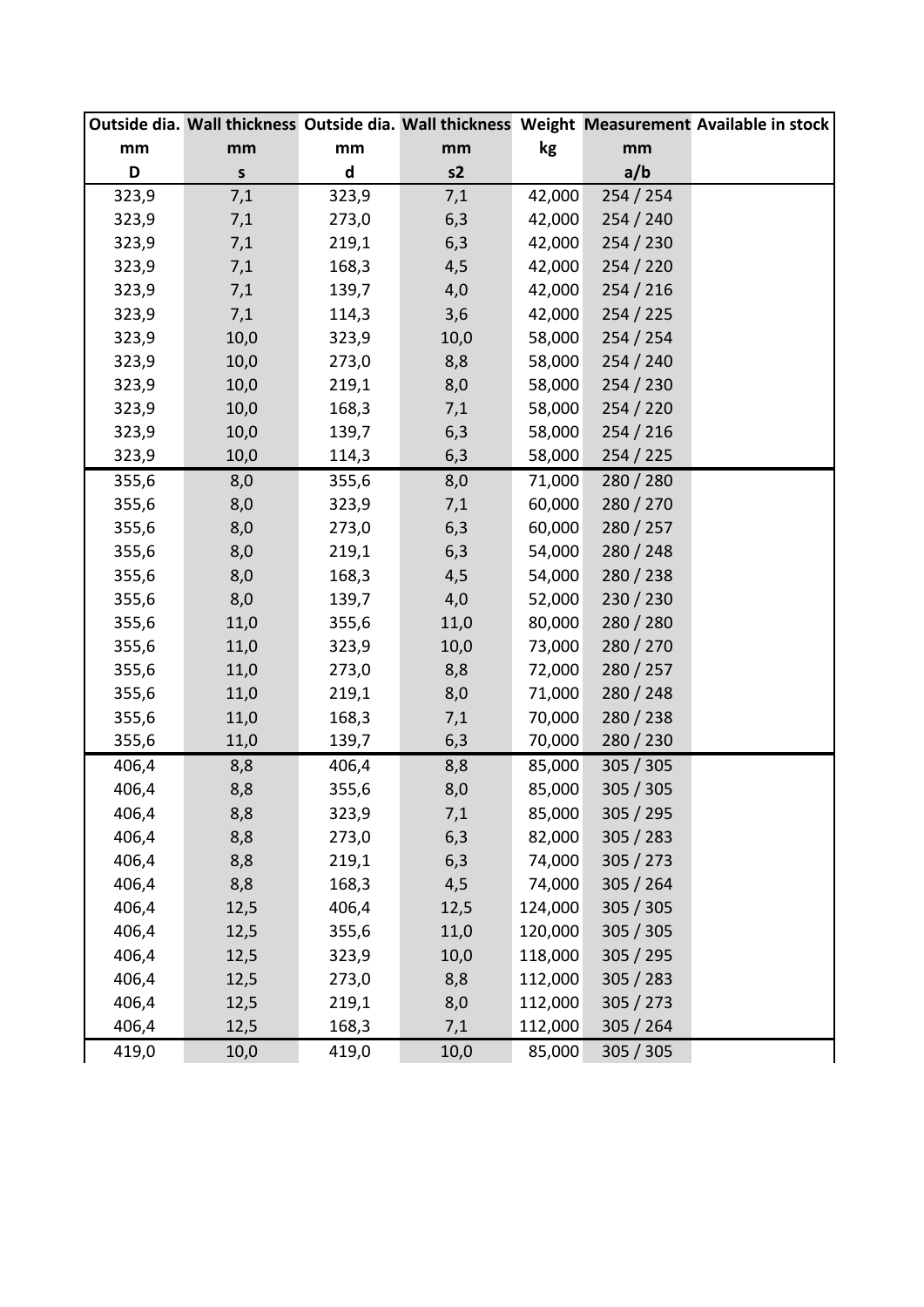| Outside dia. | Wall thickness | Outside dia. | Wall thickness | Weight | Measurement | Available in stock |
|---|---|---|---|---|---|---|
| mm | mm | mm | mm | kg | mm | |
| D | s | d | s2 | | a/b | |
| 323,9 | 7,1 | 323,9 | 7,1 | 42,000 | 254 / 254 | |
| 323,9 | 7,1 | 273,0 | 6,3 | 42,000 | 254 / 240 | |
| 323,9 | 7,1 | 219,1 | 6,3 | 42,000 | 254 / 230 | |
| 323,9 | 7,1 | 168,3 | 4,5 | 42,000 | 254 / 220 | |
| 323,9 | 7,1 | 139,7 | 4,0 | 42,000 | 254 / 216 | |
| 323,9 | 7,1 | 114,3 | 3,6 | 42,000 | 254 / 225 | |
| 323,9 | 10,0 | 323,9 | 10,0 | 58,000 | 254 / 254 | |
| 323,9 | 10,0 | 273,0 | 8,8 | 58,000 | 254 / 240 | |
| 323,9 | 10,0 | 219,1 | 8,0 | 58,000 | 254 / 230 | |
| 323,9 | 10,0 | 168,3 | 7,1 | 58,000 | 254 / 220 | |
| 323,9 | 10,0 | 139,7 | 6,3 | 58,000 | 254 / 216 | |
| 323,9 | 10,0 | 114,3 | 6,3 | 58,000 | 254 / 225 | |
| 355,6 | 8,0 | 355,6 | 8,0 | 71,000 | 280 / 280 | |
| 355,6 | 8,0 | 323,9 | 7,1 | 60,000 | 280 / 270 | |
| 355,6 | 8,0 | 273,0 | 6,3 | 60,000 | 280 / 257 | |
| 355,6 | 8,0 | 219,1 | 6,3 | 54,000 | 280 / 248 | |
| 355,6 | 8,0 | 168,3 | 4,5 | 54,000 | 280 / 238 | |
| 355,6 | 8,0 | 139,7 | 4,0 | 52,000 | 230 / 230 | |
| 355,6 | 11,0 | 355,6 | 11,0 | 80,000 | 280 / 280 | |
| 355,6 | 11,0 | 323,9 | 10,0 | 73,000 | 280 / 270 | |
| 355,6 | 11,0 | 273,0 | 8,8 | 72,000 | 280 / 257 | |
| 355,6 | 11,0 | 219,1 | 8,0 | 71,000 | 280 / 248 | |
| 355,6 | 11,0 | 168,3 | 7,1 | 70,000 | 280 / 238 | |
| 355,6 | 11,0 | 139,7 | 6,3 | 70,000 | 280 / 230 | |
| 406,4 | 8,8 | 406,4 | 8,8 | 85,000 | 305 / 305 | |
| 406,4 | 8,8 | 355,6 | 8,0 | 85,000 | 305 / 305 | |
| 406,4 | 8,8 | 323,9 | 7,1 | 85,000 | 305 / 295 | |
| 406,4 | 8,8 | 273,0 | 6,3 | 82,000 | 305 / 283 | |
| 406,4 | 8,8 | 219,1 | 6,3 | 74,000 | 305 / 273 | |
| 406,4 | 8,8 | 168,3 | 4,5 | 74,000 | 305 / 264 | |
| 406,4 | 12,5 | 406,4 | 12,5 | 124,000 | 305 / 305 | |
| 406,4 | 12,5 | 355,6 | 11,0 | 120,000 | 305 / 305 | |
| 406,4 | 12,5 | 323,9 | 10,0 | 118,000 | 305 / 295 | |
| 406,4 | 12,5 | 273,0 | 8,8 | 112,000 | 305 / 283 | |
| 406,4 | 12,5 | 219,1 | 8,0 | 112,000 | 305 / 273 | |
| 406,4 | 12,5 | 168,3 | 7,1 | 112,000 | 305 / 264 | |
| 419,0 | 10,0 | 419,0 | 10,0 | 85,000 | 305 / 305 | |